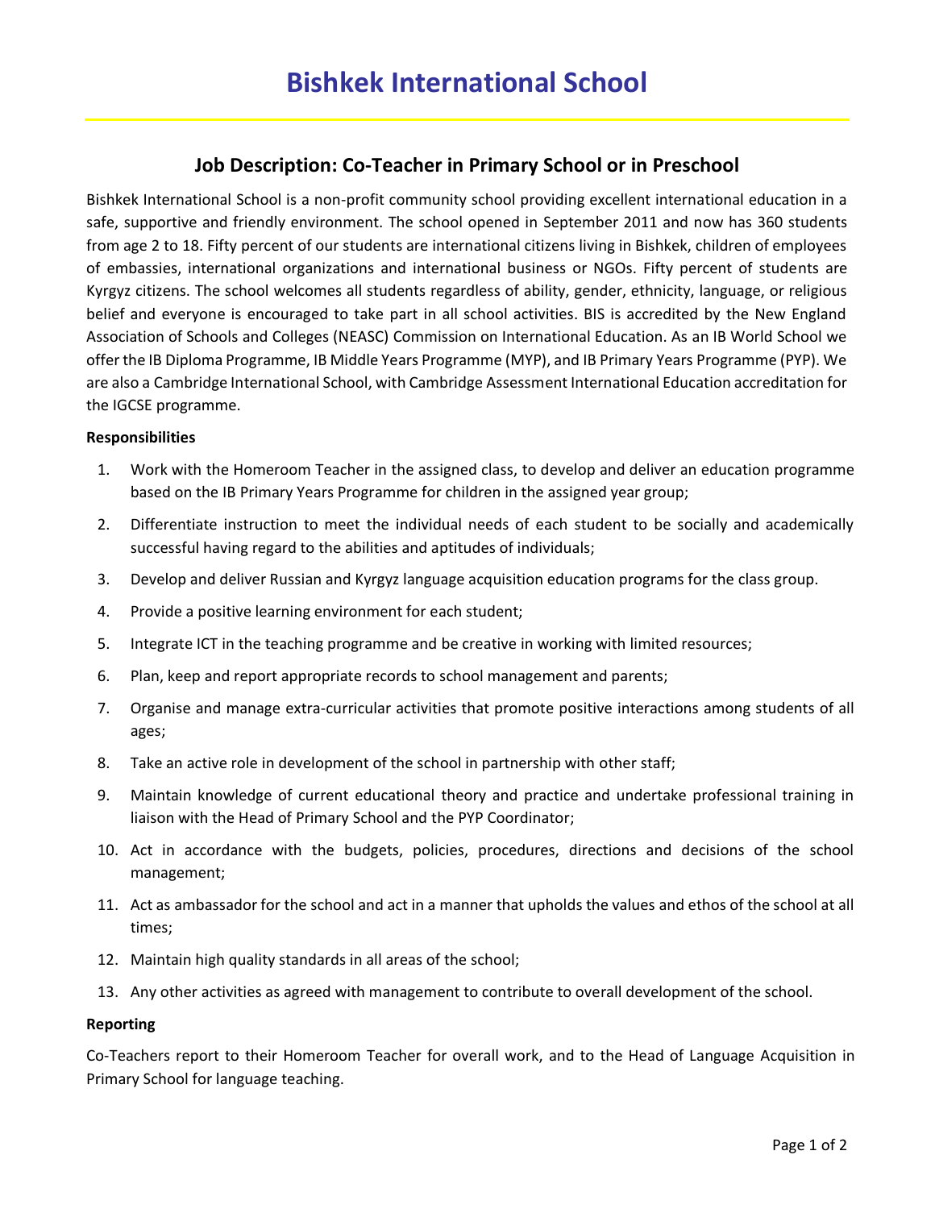# Bishkek International School

## Job Description: Co-Teacher in Primary School or in Preschool

Bishkek International School is a non-profit community school providing excellent international education in a safe, supportive and friendly environment. The school opened in September 2011 and now has 360 students from age 2 to 18. Fifty percent of our students are international citizens living in Bishkek, children of employees of embassies, international organizations and international business or NGOs. Fifty percent of students are Kyrgyz citizens. The school welcomes all students regardless of ability, gender, ethnicity, language, or religious belief and everyone is encouraged to take part in all school activities. BIS is accredited by the New England Association of Schools and Colleges (NEASC) Commission on International Education. As an IB World School we offer the IB Diploma Programme, IB Middle Years Programme (MYP), and IB Primary Years Programme (PYP). We are also a Cambridge International School, with Cambridge Assessment International Education accreditation for the IGCSE programme.

**Responsibilities**

1. Work with the Homeroom Teacher in the assigned class, to develop and deliver an education programme based on the IB Primary Years Programme for children in the assigned year group;
2. Differentiate instruction to meet the individual needs of each student to be socially and academically successful having regard to the abilities and aptitudes of individuals;
3. Develop and deliver Russian and Kyrgyz language acquisition education programs for the class group.
4. Provide a positive learning environment for each student;
5. Integrate ICT in the teaching programme and be creative in working with limited resources;
6. Plan, keep and report appropriate records to school management and parents;
7. Organise and manage extra-curricular activities that promote positive interactions among students of all ages;
8. Take an active role in development of the school in partnership with other staff;
9. Maintain knowledge of current educational theory and practice and undertake professional training in liaison with the Head of Primary School and the PYP Coordinator;
10. Act in accordance with the budgets, policies, procedures, directions and decisions of the school management;
11. Act as ambassador for the school and act in a manner that upholds the values and ethos of the school at all times;
12. Maintain high quality standards in all areas of the school;
13. Any other activities as agreed with management to contribute to overall development of the school.

**Reporting**

Co-Teachers report to their Homeroom Teacher for overall work, and to the Head of Language Acquisition in Primary School for language teaching.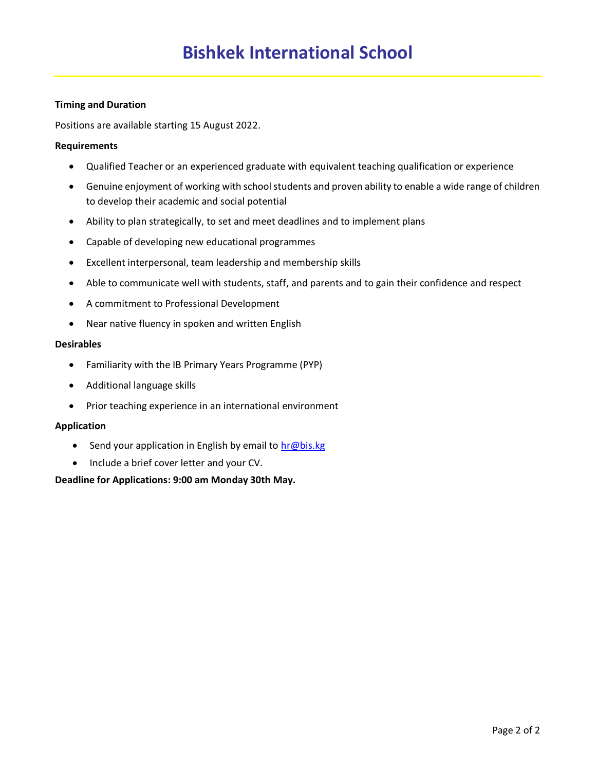# Bishkek International School

**Timing and Duration**

Positions are available starting 15 August 2022.

**Requirements**

- Qualified Teacher or an experienced graduate with equivalent teaching qualification or experience
- Genuine enjoyment of working with school students and proven ability to enable a wide range of children to develop their academic and social potential
- Ability to plan strategically, to set and meet deadlines and to implement plans
- Capable of developing new educational programmes
- Excellent interpersonal, team leadership and membership skills
- Able to communicate well with students, staff, and parents and to gain their confidence and respect
- A commitment to Professional Development
- Near native fluency in spoken and written English

**Desirables**

- Familiarity with the IB Primary Years Programme (PYP)
- Additional language skills
- Prior teaching experience in an international environment

**Application**

- Send your application in English by email to hr@bis.kg
- Include a brief cover letter and your CV.

**Deadline for Applications: 9:00 am Monday 30th May.**